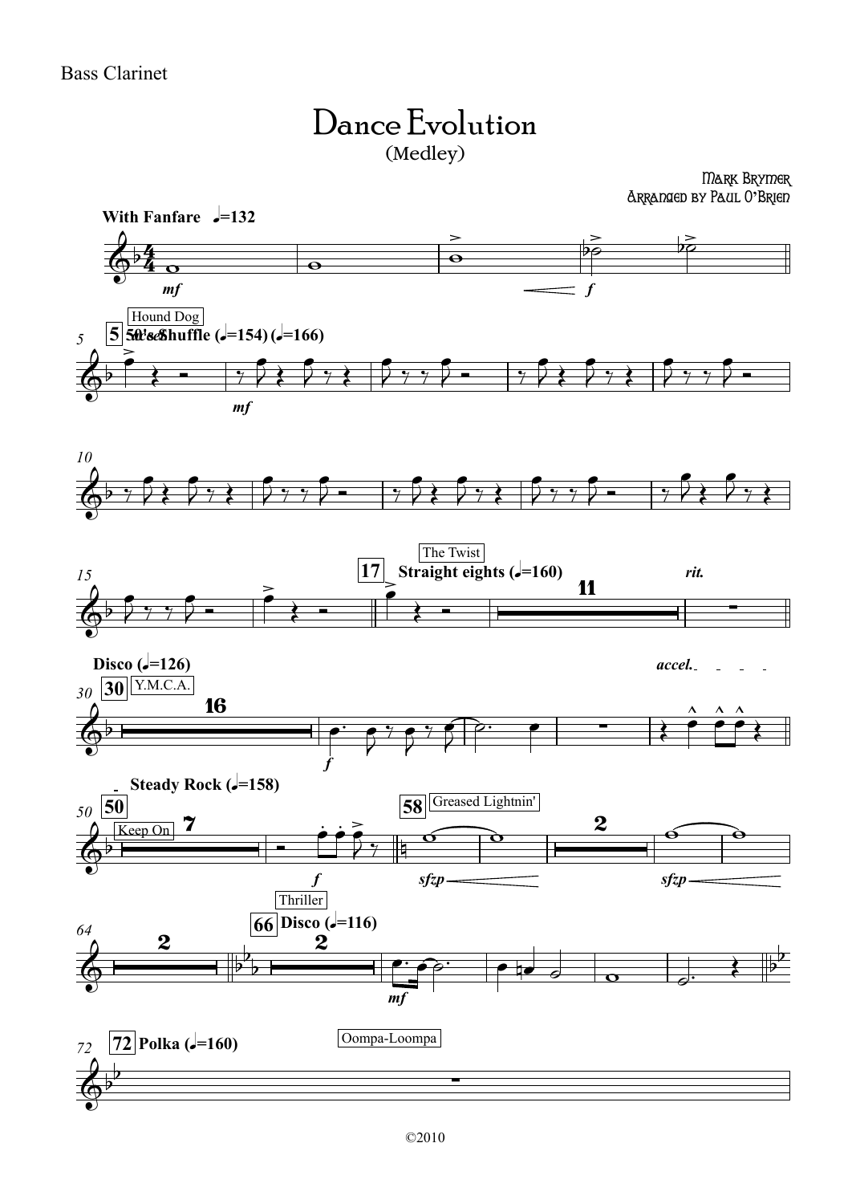Bass Clarinet

# Dance Evolution

(Medley)

Mark Brymer
Arranged by Paul O'Brien

**With Fanfare** ♩=132

*mf* *f*

5 Hound Dog **50's Shuffle** (♩=154) (♩=166)

*mf*

17 The Twist **Straight eights** (♩=160) 11 *rit.*

**Disco** (♩=126) 30 Y.M.C.A. 16 *f* *accel.*

**Steady Rock** (♩=158) 50 Keep On 7 *f* 58 Greased Lightnin' *sfzp* 2 *sfzp*

Thriller 66 **Disco** (♩=116) 2 2 *mf*

72 **Polka** (♩=160) Oompa-Loompa

©2010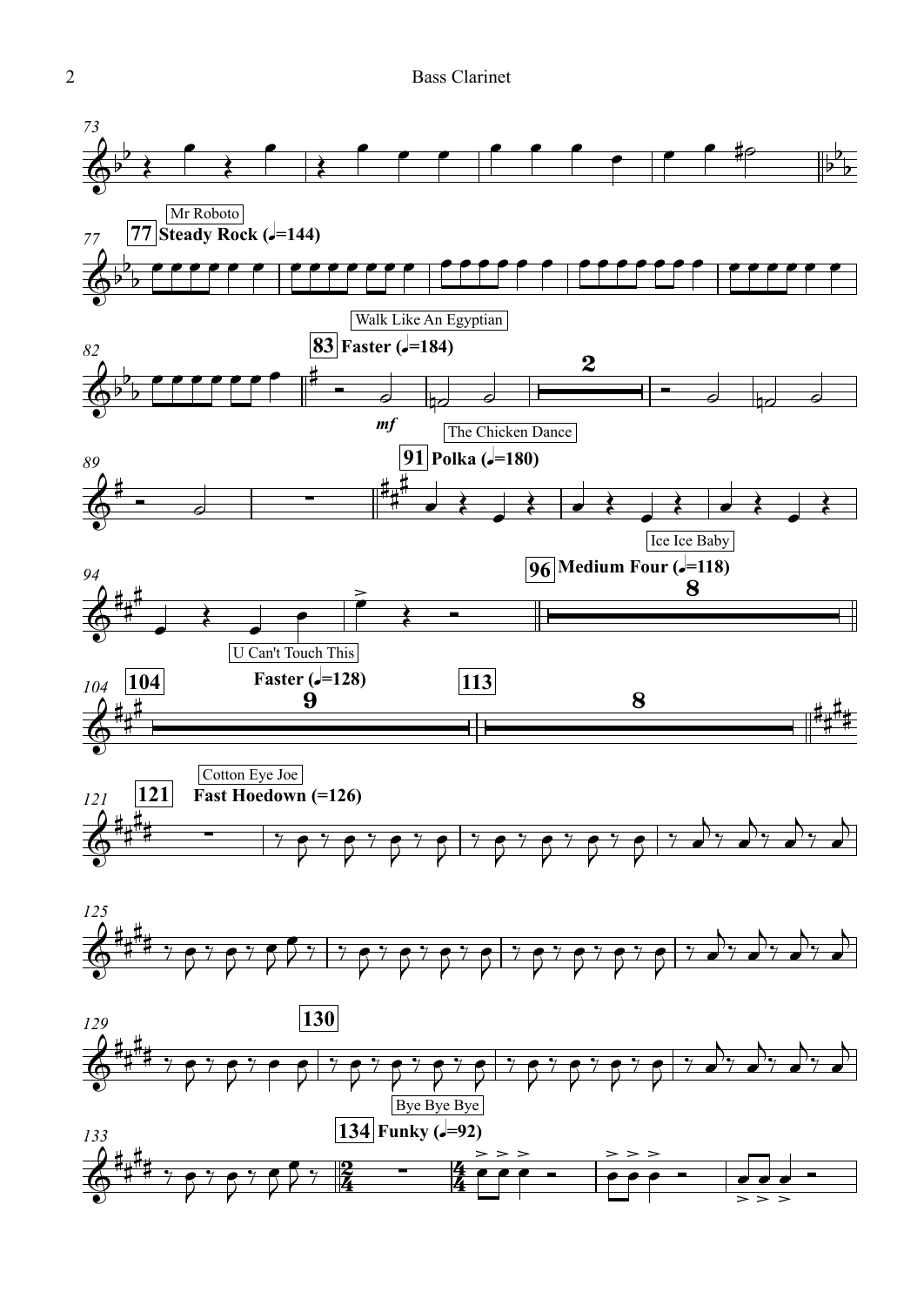Mr Roboto

**77** **Steady Rock (♩=144)**

Walk Like An Egyptian

**83** **Faster (♩=184)**

*mf*

The Chicken Dance

**91** **Polka (♩=180)**

Ice Ice Baby

**96** **Medium Four (♩=118)**

U Can't Touch This

**104** **Faster (♩=128)**

**113**

Cotton Eye Joe

**121** **Fast Hoedown (=126)**

**130**

Bye Bye Bye

**134** **Funky (♩=92)**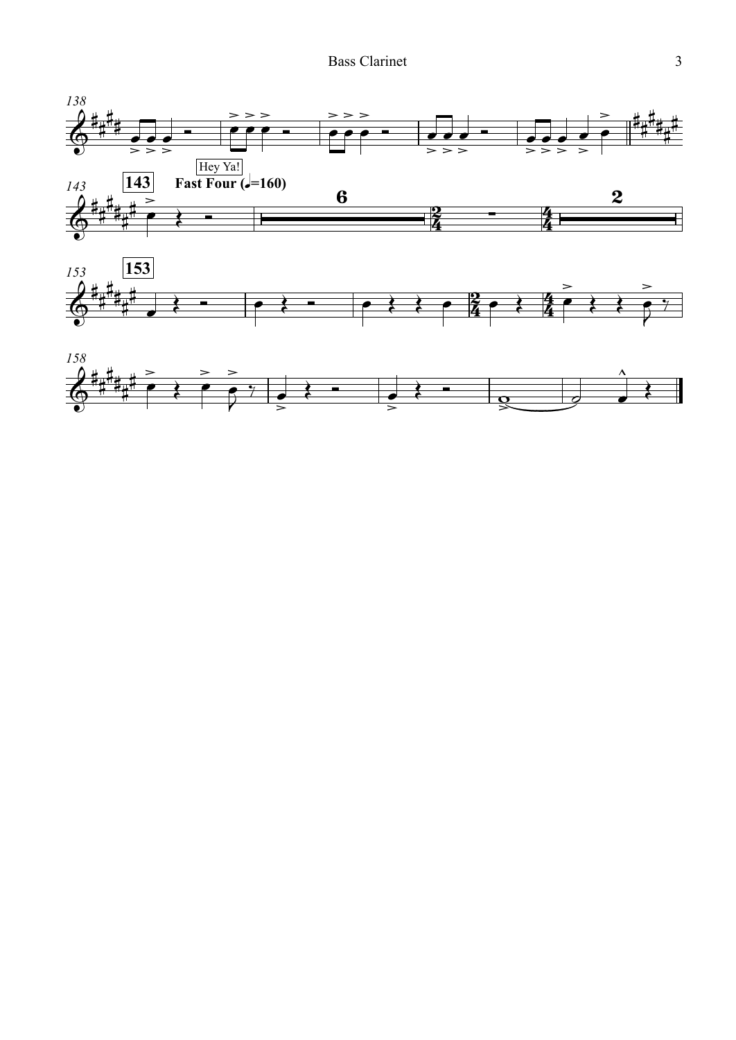Hey Ya!

**Fast Four** (♩=160)